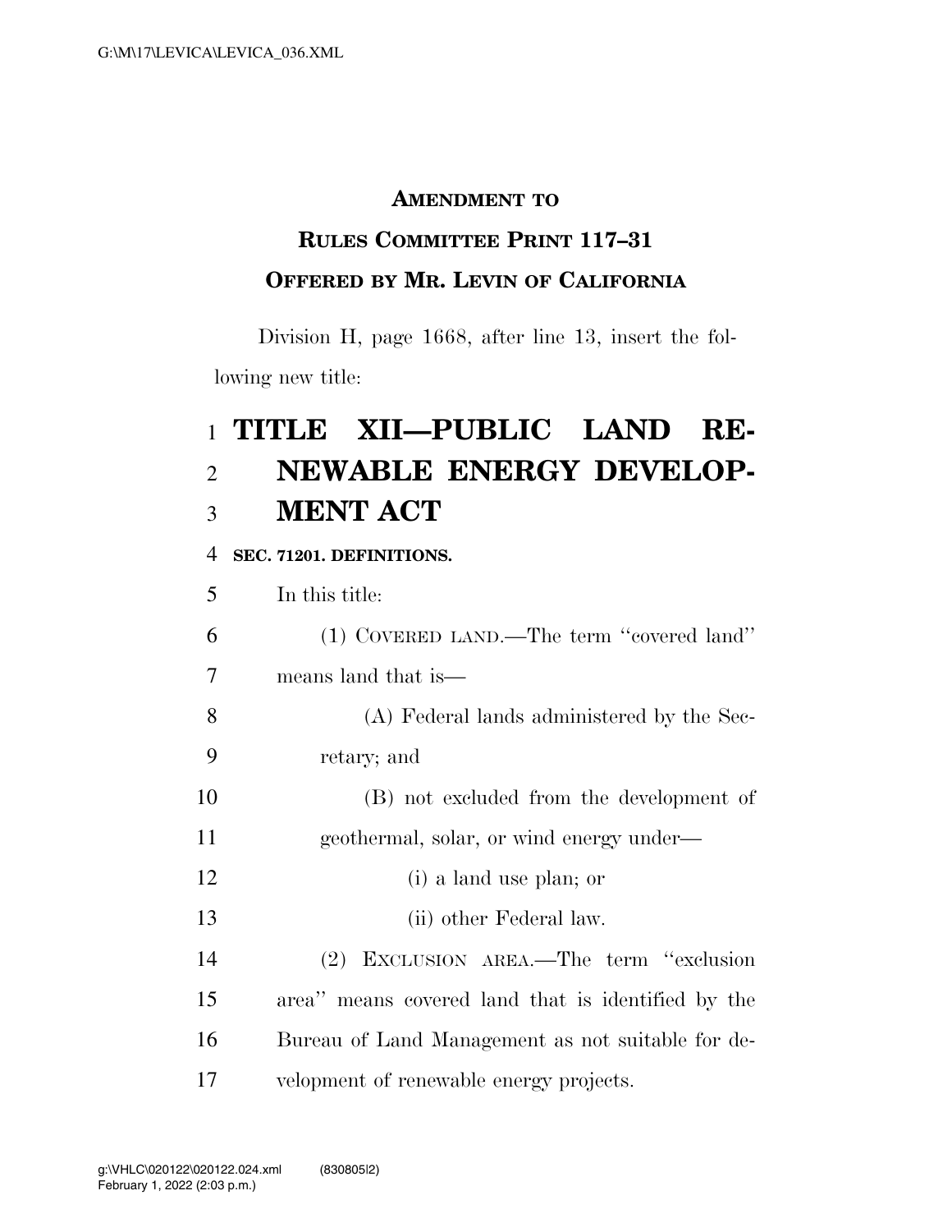**AMENDMENT TO**

**RULES COMMITTEE PRINT 117–31**

**OFFERED BY MR. LEVIN OF CALIFORNIA**

Division H, page 1668, after line 13, insert the following new title:

# TITLE XII—PUBLIC LAND RENEWABLE ENERGY DEVELOPMENT ACT

**SEC. 71201. DEFINITIONS.**

In this title:

(1) COVERED LAND.—The term ''covered land'' means land that is—

(A) Federal lands administered by the Secretary; and

(B) not excluded from the development of geothermal, solar, or wind energy under—

(i) a land use plan; or

(ii) other Federal law.

(2) EXCLUSION AREA.—The term ''exclusion area'' means covered land that is identified by the Bureau of Land Management as not suitable for development of renewable energy projects.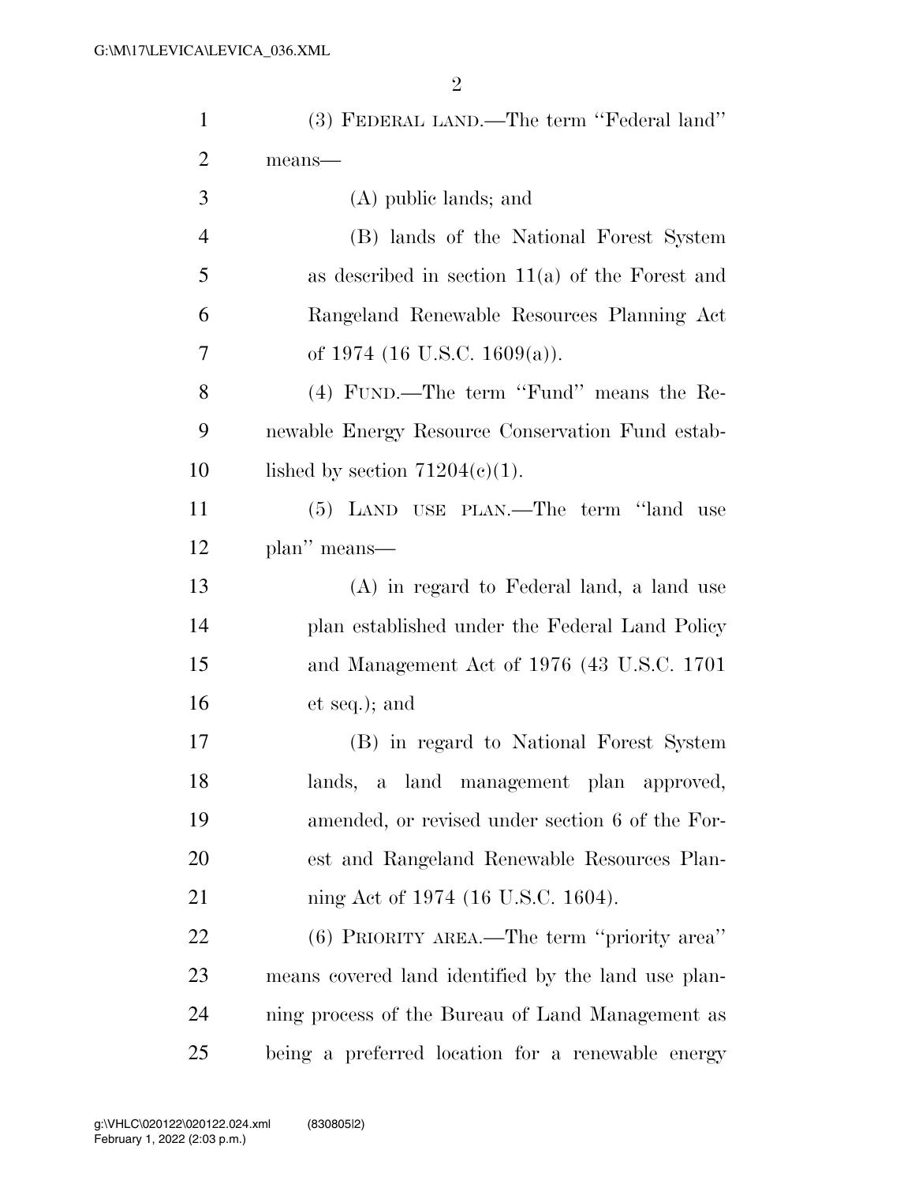(3) FEDERAL LAND.—The term ''Federal land'' means—

(A) public lands; and

(B) lands of the National Forest System as described in section 11(a) of the Forest and Rangeland Renewable Resources Planning Act of 1974 (16 U.S.C. 1609(a)).

(4) FUND.—The term ''Fund'' means the Renewable Energy Resource Conservation Fund established by section 71204(c)(1).

(5) LAND USE PLAN.—The term ''land use plan'' means—

(A) in regard to Federal land, a land use plan established under the Federal Land Policy and Management Act of 1976 (43 U.S.C. 1701 et seq.); and

(B) in regard to National Forest System lands, a land management plan approved, amended, or revised under section 6 of the Forest and Rangeland Renewable Resources Planning Act of 1974 (16 U.S.C. 1604).

(6) PRIORITY AREA.—The term ''priority area'' means covered land identified by the land use planning process of the Bureau of Land Management as being a preferred location for a renewable energy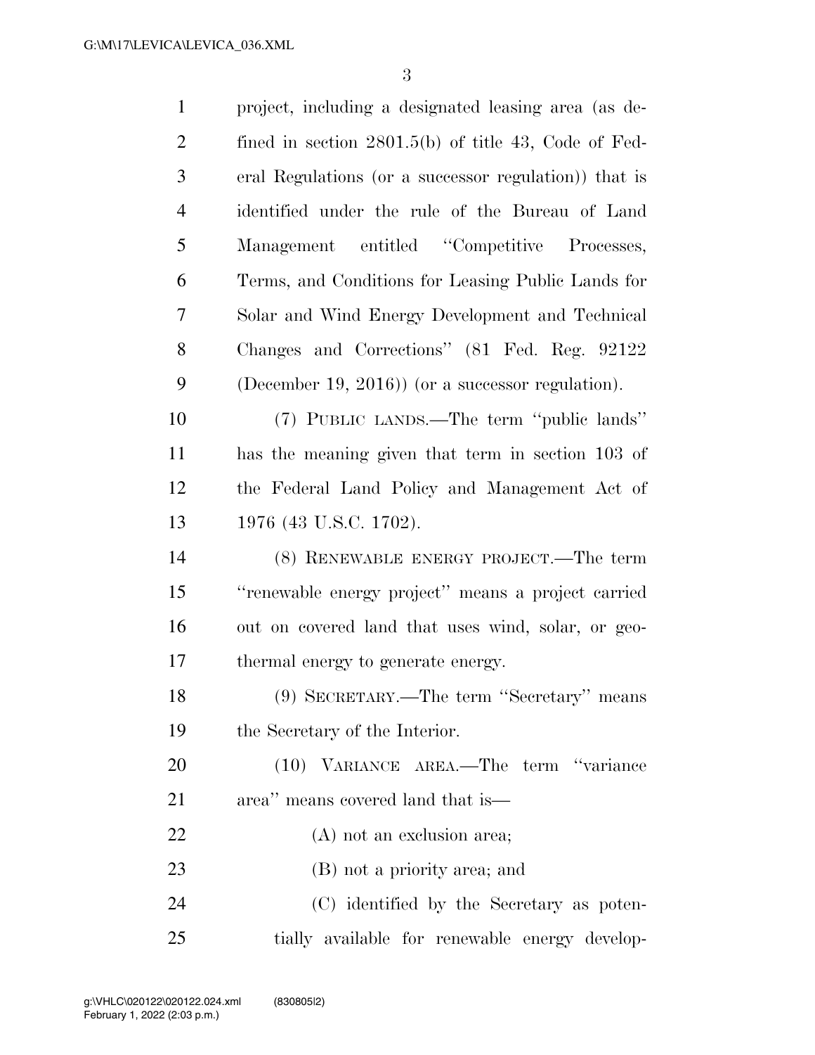project, including a designated leasing area (as defined in section 2801.5(b) of title 43, Code of Federal Regulations (or a successor regulation)) that is identified under the rule of the Bureau of Land Management entitled ''Competitive Processes, Terms, and Conditions for Leasing Public Lands for Solar and Wind Energy Development and Technical Changes and Corrections'' (81 Fed. Reg. 92122 (December 19, 2016)) (or a successor regulation).

(7) PUBLIC LANDS.—The term ''public lands'' has the meaning given that term in section 103 of the Federal Land Policy and Management Act of 1976 (43 U.S.C. 1702).

(8) RENEWABLE ENERGY PROJECT.—The term ''renewable energy project'' means a project carried out on covered land that uses wind, solar, or geothermal energy to generate energy.

(9) SECRETARY.—The term ''Secretary'' means the Secretary of the Interior.

(10) VARIANCE AREA.—The term ''variance area'' means covered land that is—

(A) not an exclusion area;

(B) not a priority area; and

(C) identified by the Secretary as potentially available for renewable energy develop-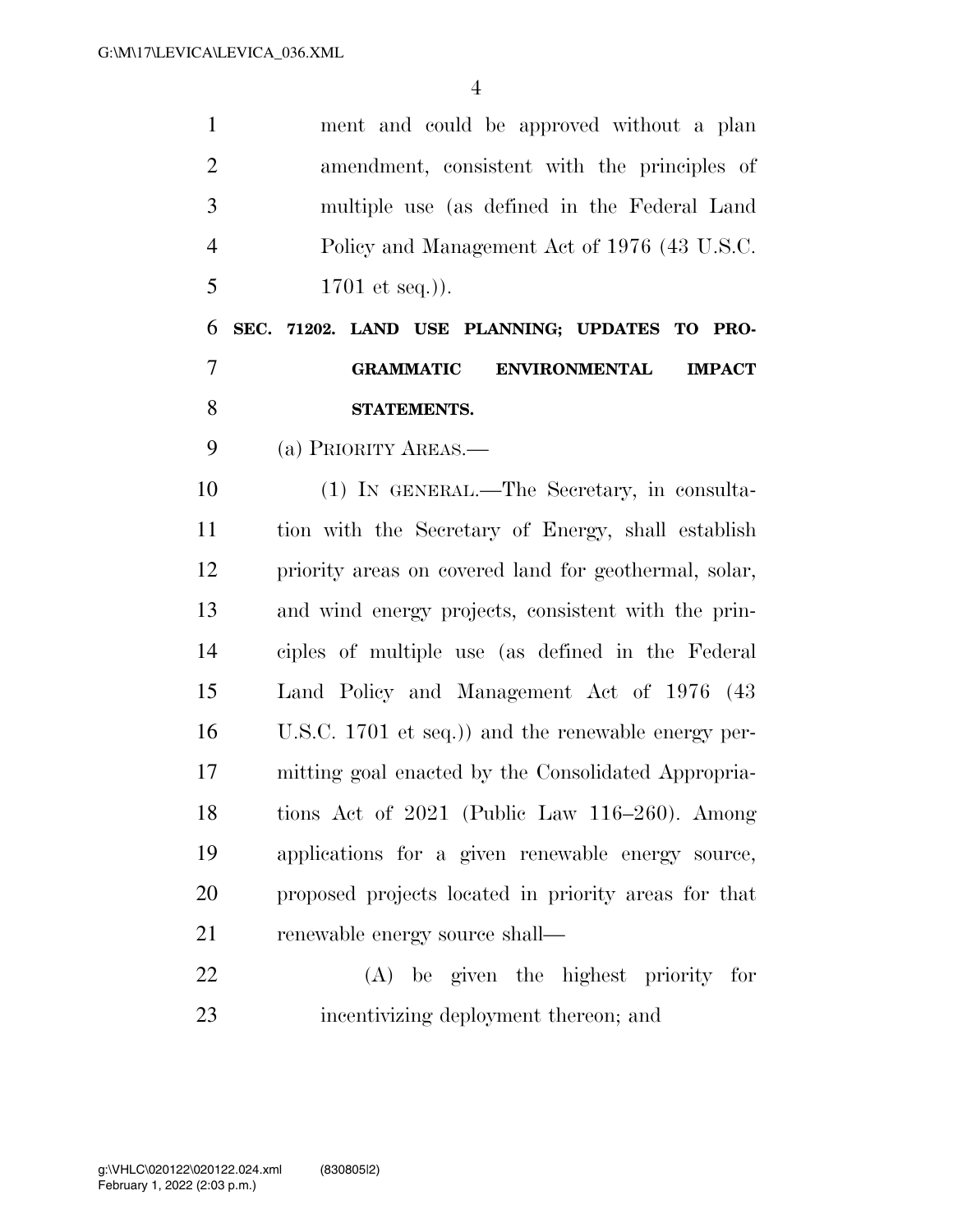ment and could be approved without a plan amendment, consistent with the principles of multiple use (as defined in the Federal Land Policy and Management Act of 1976 (43 U.S.C. 1701 et seq.)).

**SEC. 71202. LAND USE PLANNING; UPDATES TO PROGRAMMATIC ENVIRONMENTAL IMPACT STATEMENTS.**

(a) PRIORITY AREAS.—

(1) IN GENERAL.—The Secretary, in consultation with the Secretary of Energy, shall establish priority areas on covered land for geothermal, solar, and wind energy projects, consistent with the principles of multiple use (as defined in the Federal Land Policy and Management Act of 1976 (43 U.S.C. 1701 et seq.)) and the renewable energy permitting goal enacted by the Consolidated Appropriations Act of 2021 (Public Law 116–260). Among applications for a given renewable energy source, proposed projects located in priority areas for that renewable energy source shall—

(A) be given the highest priority for incentivizing deployment thereon; and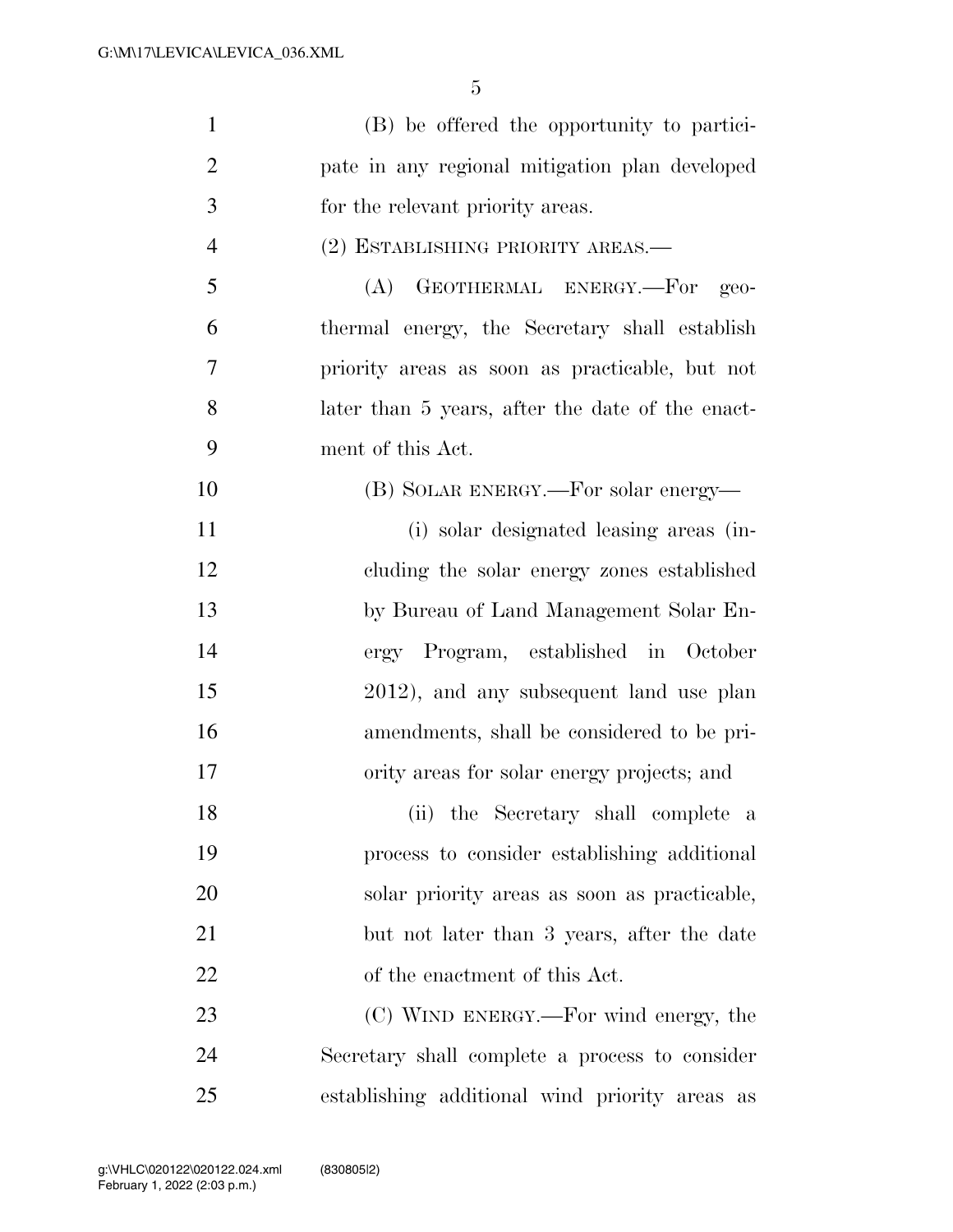(B) be offered the opportunity to participate in any regional mitigation plan developed for the relevant priority areas.

(2) ESTABLISHING PRIORITY AREAS.—

(A) GEOTHERMAL ENERGY.—For geothermal energy, the Secretary shall establish priority areas as soon as practicable, but not later than 5 years, after the date of the enactment of this Act.

(B) SOLAR ENERGY.—For solar energy—

(i) solar designated leasing areas (including the solar energy zones established by Bureau of Land Management Solar Energy Program, established in October 2012), and any subsequent land use plan amendments, shall be considered to be priority areas for solar energy projects; and

(ii) the Secretary shall complete a process to consider establishing additional solar priority areas as soon as practicable, but not later than 3 years, after the date of the enactment of this Act.

(C) WIND ENERGY.—For wind energy, the Secretary shall complete a process to consider establishing additional wind priority areas as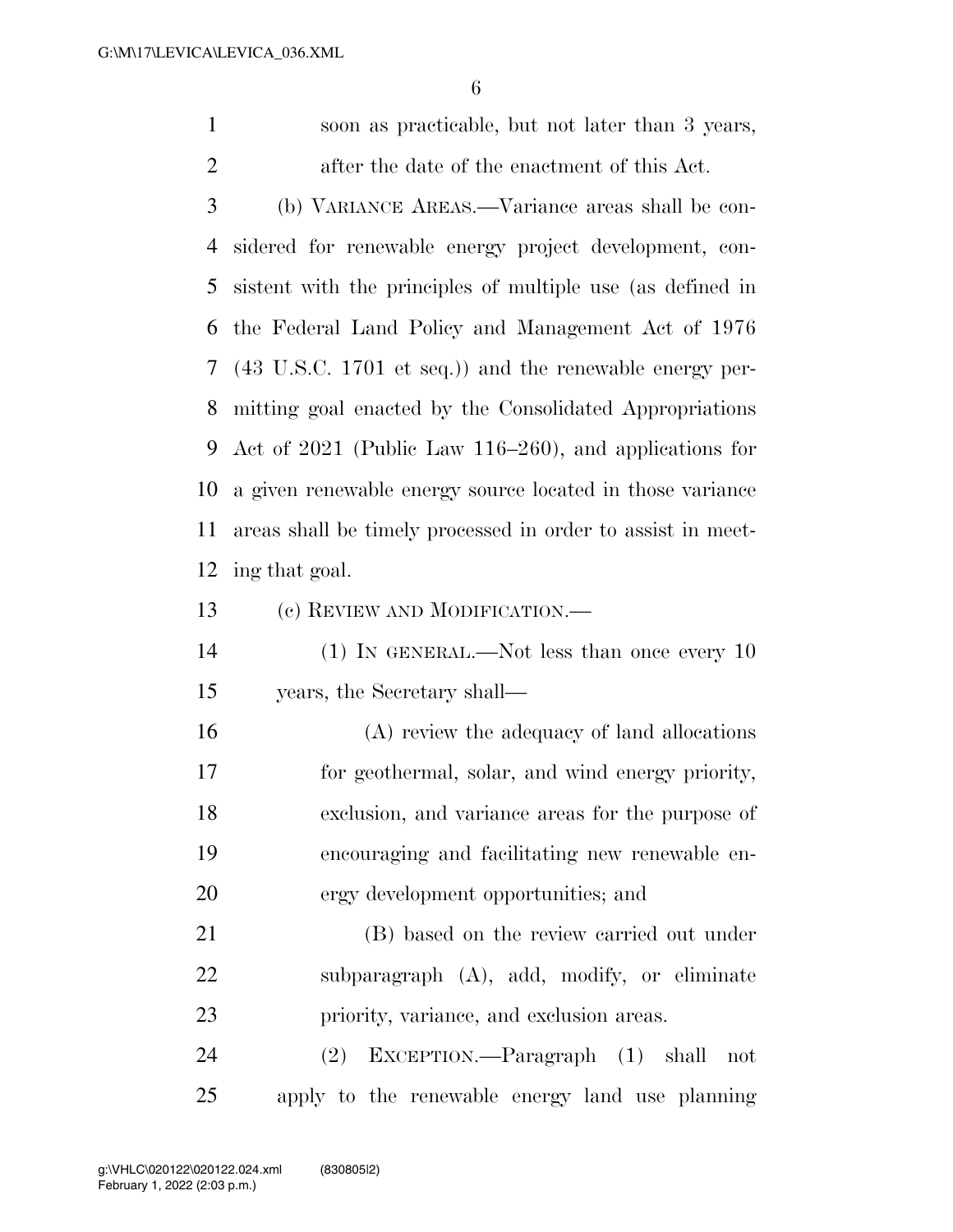soon as practicable, but not later than 3 years, after the date of the enactment of this Act.

(b) VARIANCE AREAS.—Variance areas shall be considered for renewable energy project development, consistent with the principles of multiple use (as defined in the Federal Land Policy and Management Act of 1976 (43 U.S.C. 1701 et seq.)) and the renewable energy permitting goal enacted by the Consolidated Appropriations Act of 2021 (Public Law 116–260), and applications for a given renewable energy source located in those variance areas shall be timely processed in order to assist in meeting that goal.

(c) REVIEW AND MODIFICATION.—

(1) IN GENERAL.—Not less than once every 10 years, the Secretary shall—

(A) review the adequacy of land allocations for geothermal, solar, and wind energy priority, exclusion, and variance areas for the purpose of encouraging and facilitating new renewable energy development opportunities; and

(B) based on the review carried out under subparagraph (A), add, modify, or eliminate priority, variance, and exclusion areas.

(2) EXCEPTION.—Paragraph (1) shall not apply to the renewable energy land use planning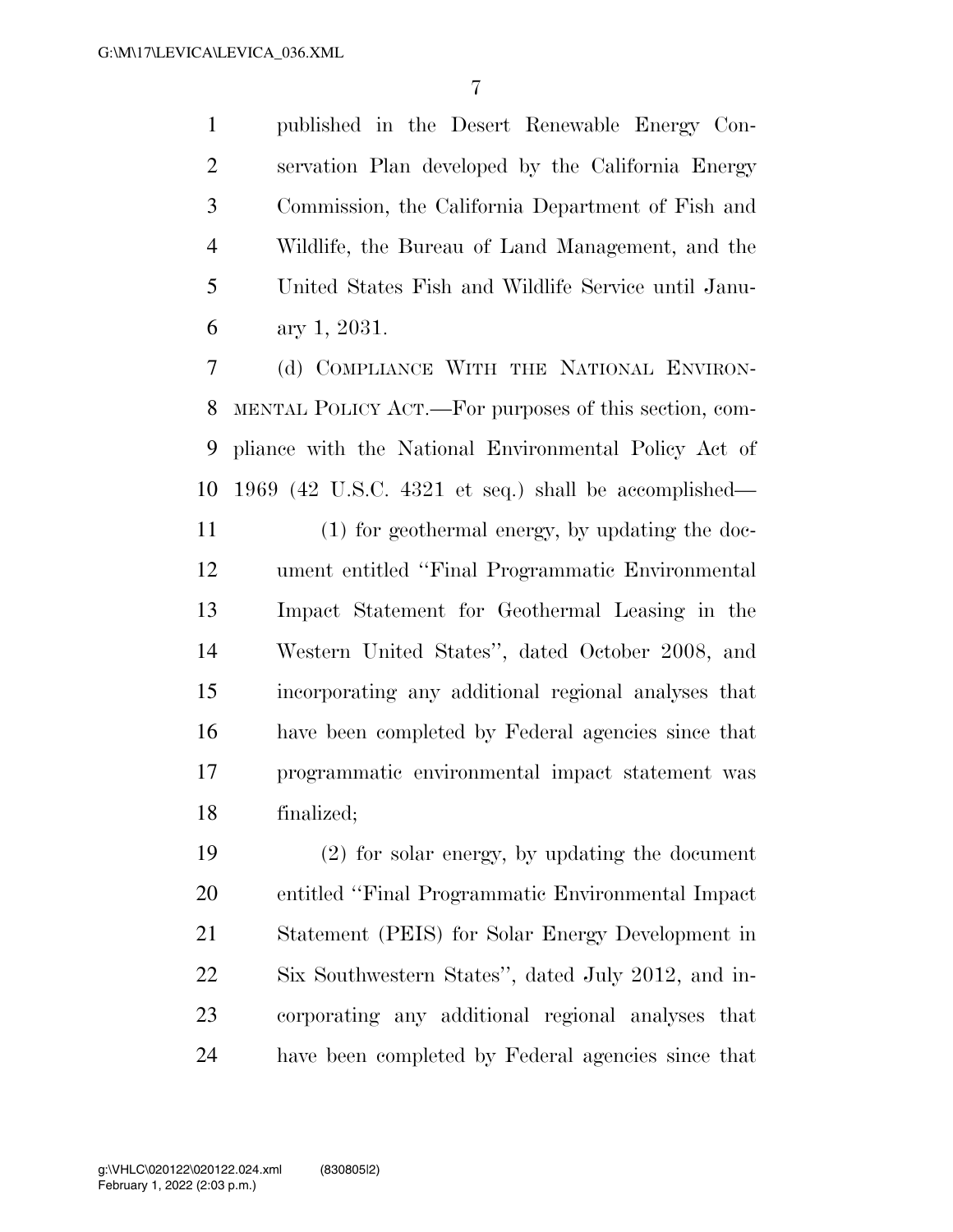published in the Desert Renewable Energy Conservation Plan developed by the California Energy Commission, the California Department of Fish and Wildlife, the Bureau of Land Management, and the United States Fish and Wildlife Service until January 1, 2031.

(d) COMPLIANCE WITH THE NATIONAL ENVIRONMENTAL POLICY ACT.—For purposes of this section, compliance with the National Environmental Policy Act of 1969 (42 U.S.C. 4321 et seq.) shall be accomplished—

(1) for geothermal energy, by updating the document entitled "Final Programmatic Environmental Impact Statement for Geothermal Leasing in the Western United States", dated October 2008, and incorporating any additional regional analyses that have been completed by Federal agencies since that programmatic environmental impact statement was finalized;

(2) for solar energy, by updating the document entitled "Final Programmatic Environmental Impact Statement (PEIS) for Solar Energy Development in Six Southwestern States", dated July 2012, and incorporating any additional regional analyses that have been completed by Federal agencies since that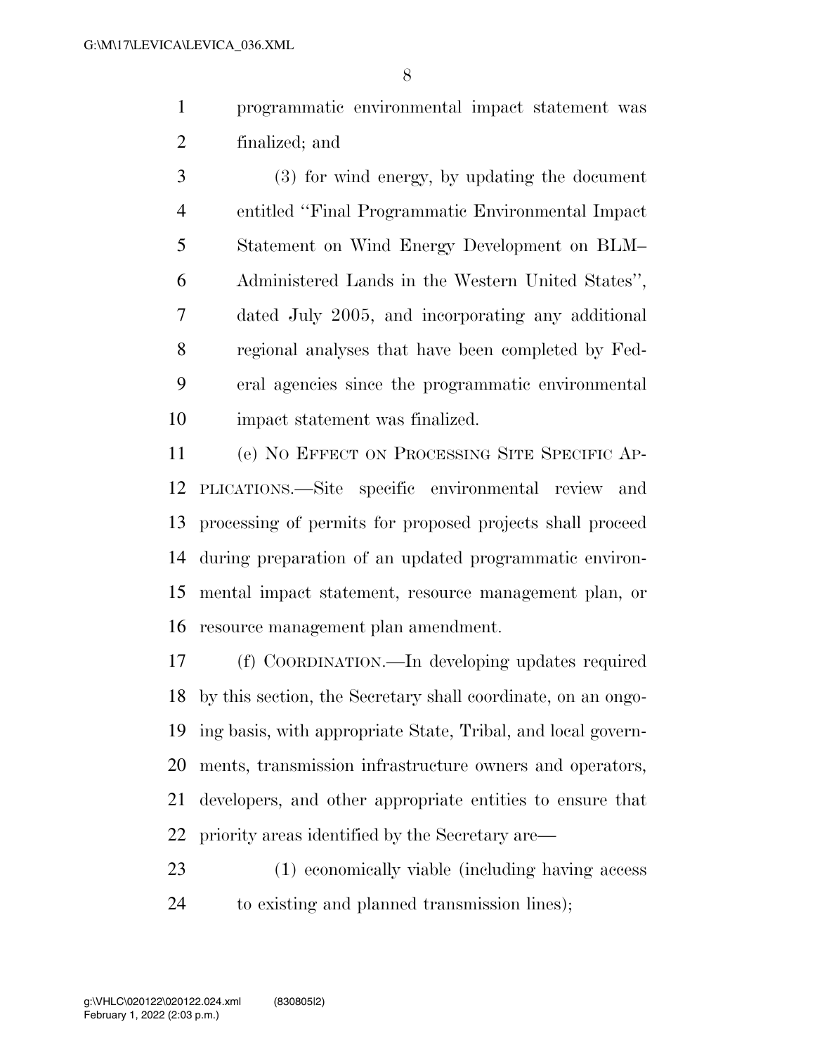programmatic environmental impact statement was finalized; and

(3) for wind energy, by updating the document entitled ''Final Programmatic Environmental Impact Statement on Wind Energy Development on BLM–Administered Lands in the Western United States'', dated July 2005, and incorporating any additional regional analyses that have been completed by Federal agencies since the programmatic environmental impact statement was finalized.

(e) NO EFFECT ON PROCESSING SITE SPECIFIC APPLICATIONS.—Site specific environmental review and processing of permits for proposed projects shall proceed during preparation of an updated programmatic environmental impact statement, resource management plan, or resource management plan amendment.

(f) COORDINATION.—In developing updates required by this section, the Secretary shall coordinate, on an ongoing basis, with appropriate State, Tribal, and local governments, transmission infrastructure owners and operators, developers, and other appropriate entities to ensure that priority areas identified by the Secretary are—

(1) economically viable (including having access to existing and planned transmission lines);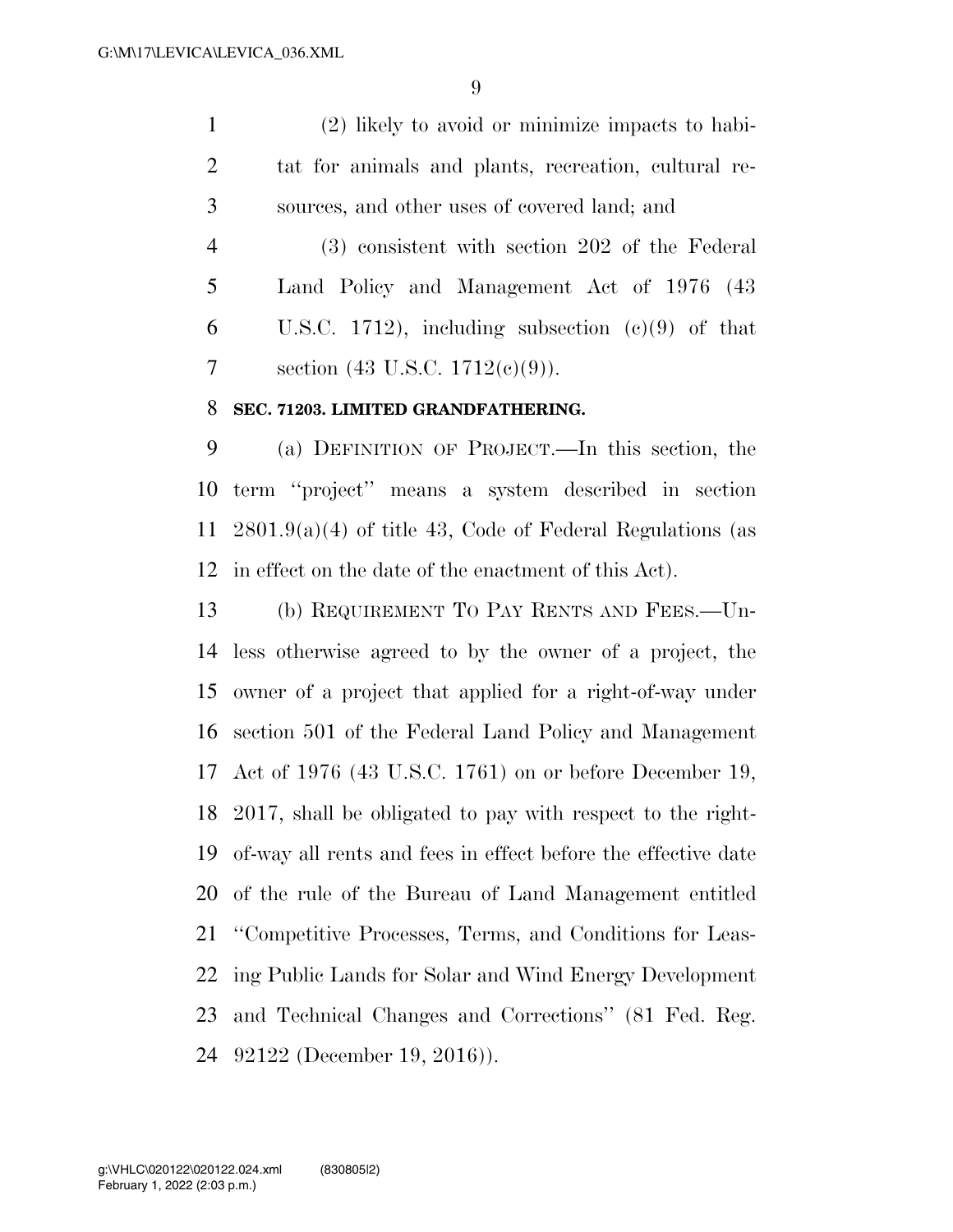(2) likely to avoid or minimize impacts to habitat for animals and plants, recreation, cultural resources, and other uses of covered land; and

(3) consistent with section 202 of the Federal Land Policy and Management Act of 1976 (43 U.S.C. 1712), including subsection (c)(9) of that section (43 U.S.C. 1712(c)(9)).

**SEC. 71203. LIMITED GRANDFATHERING.**

(a) DEFINITION OF PROJECT.—In this section, the term ''project'' means a system described in section 2801.9(a)(4) of title 43, Code of Federal Regulations (as in effect on the date of the enactment of this Act).

(b) REQUIREMENT TO PAY RENTS AND FEES.—Unless otherwise agreed to by the owner of a project, the owner of a project that applied for a right-of-way under section 501 of the Federal Land Policy and Management Act of 1976 (43 U.S.C. 1761) on or before December 19, 2017, shall be obligated to pay with respect to the right-of-way all rents and fees in effect before the effective date of the rule of the Bureau of Land Management entitled ''Competitive Processes, Terms, and Conditions for Leasing Public Lands for Solar and Wind Energy Development and Technical Changes and Corrections'' (81 Fed. Reg. 92122 (December 19, 2016)).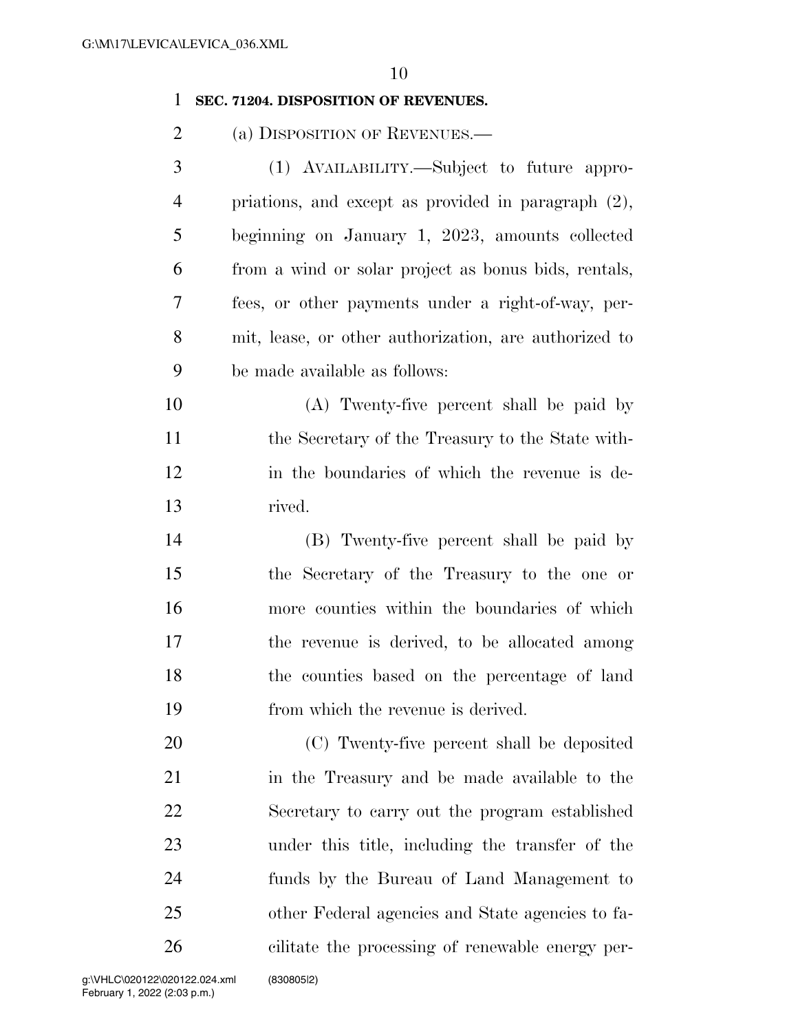**SEC. 71204. DISPOSITION OF REVENUES.**

(a) DISPOSITION OF REVENUES.—

(1) AVAILABILITY.—Subject to future appropriations, and except as provided in paragraph (2), beginning on January 1, 2023, amounts collected from a wind or solar project as bonus bids, rentals, fees, or other payments under a right-of-way, permit, lease, or other authorization, are authorized to be made available as follows:

(A) Twenty-five percent shall be paid by the Secretary of the Treasury to the State within the boundaries of which the revenue is derived.

(B) Twenty-five percent shall be paid by the Secretary of the Treasury to the one or more counties within the boundaries of which the revenue is derived, to be allocated among the counties based on the percentage of land from which the revenue is derived.

(C) Twenty-five percent shall be deposited in the Treasury and be made available to the Secretary to carry out the program established under this title, including the transfer of the funds by the Bureau of Land Management to other Federal agencies and State agencies to facilitate the processing of renewable energy per-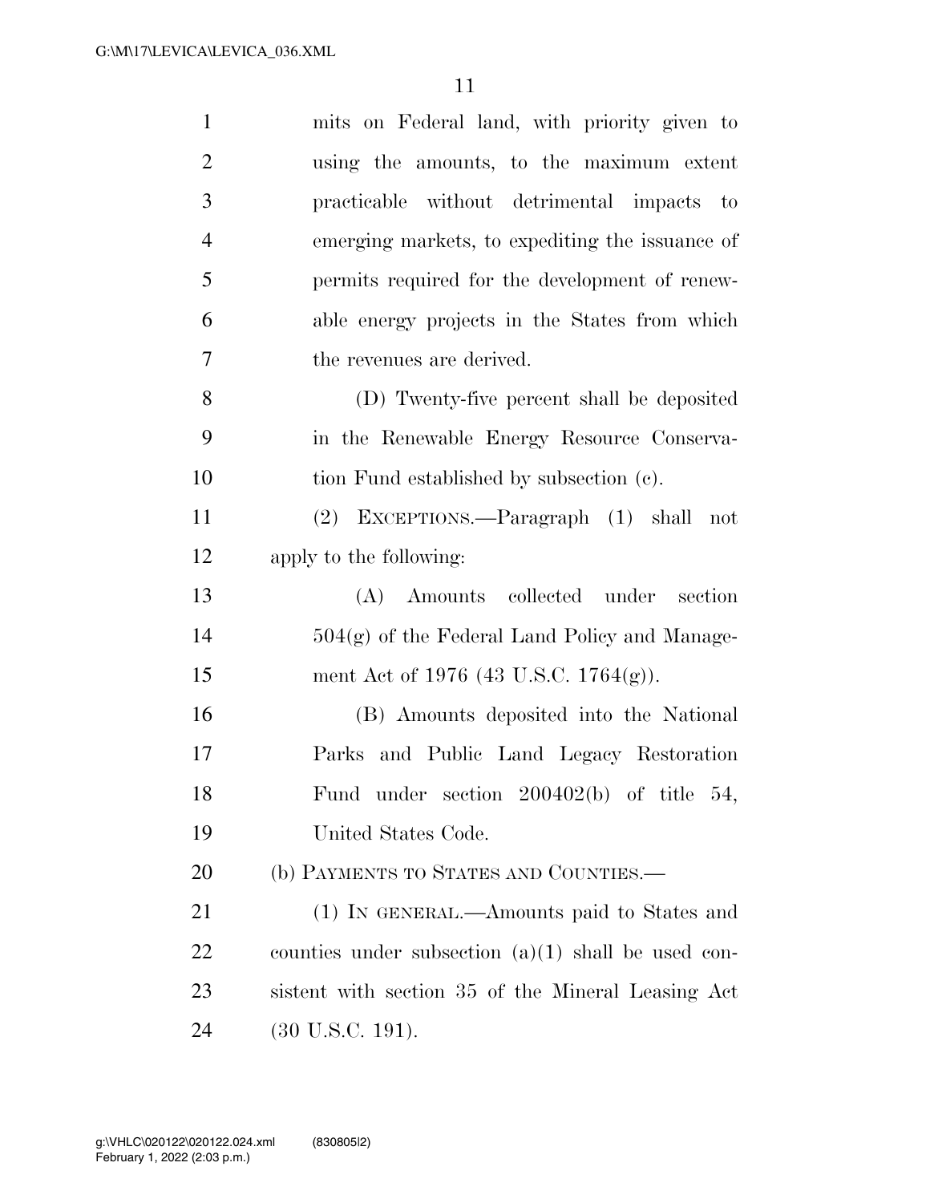mits on Federal land, with priority given to using the amounts, to the maximum extent practicable without detrimental impacts to emerging markets, to expediting the issuance of permits required for the development of renewable energy projects in the States from which the revenues are derived.

(D) Twenty-five percent shall be deposited in the Renewable Energy Resource Conservation Fund established by subsection (c).

(2) EXCEPTIONS.—Paragraph (1) shall not apply to the following:

(A) Amounts collected under section 504(g) of the Federal Land Policy and Management Act of 1976 (43 U.S.C. 1764(g)).

(B) Amounts deposited into the National Parks and Public Land Legacy Restoration Fund under section 200402(b) of title 54, United States Code.

(b) PAYMENTS TO STATES AND COUNTIES.—

(1) IN GENERAL.—Amounts paid to States and counties under subsection (a)(1) shall be used consistent with section 35 of the Mineral Leasing Act (30 U.S.C. 191).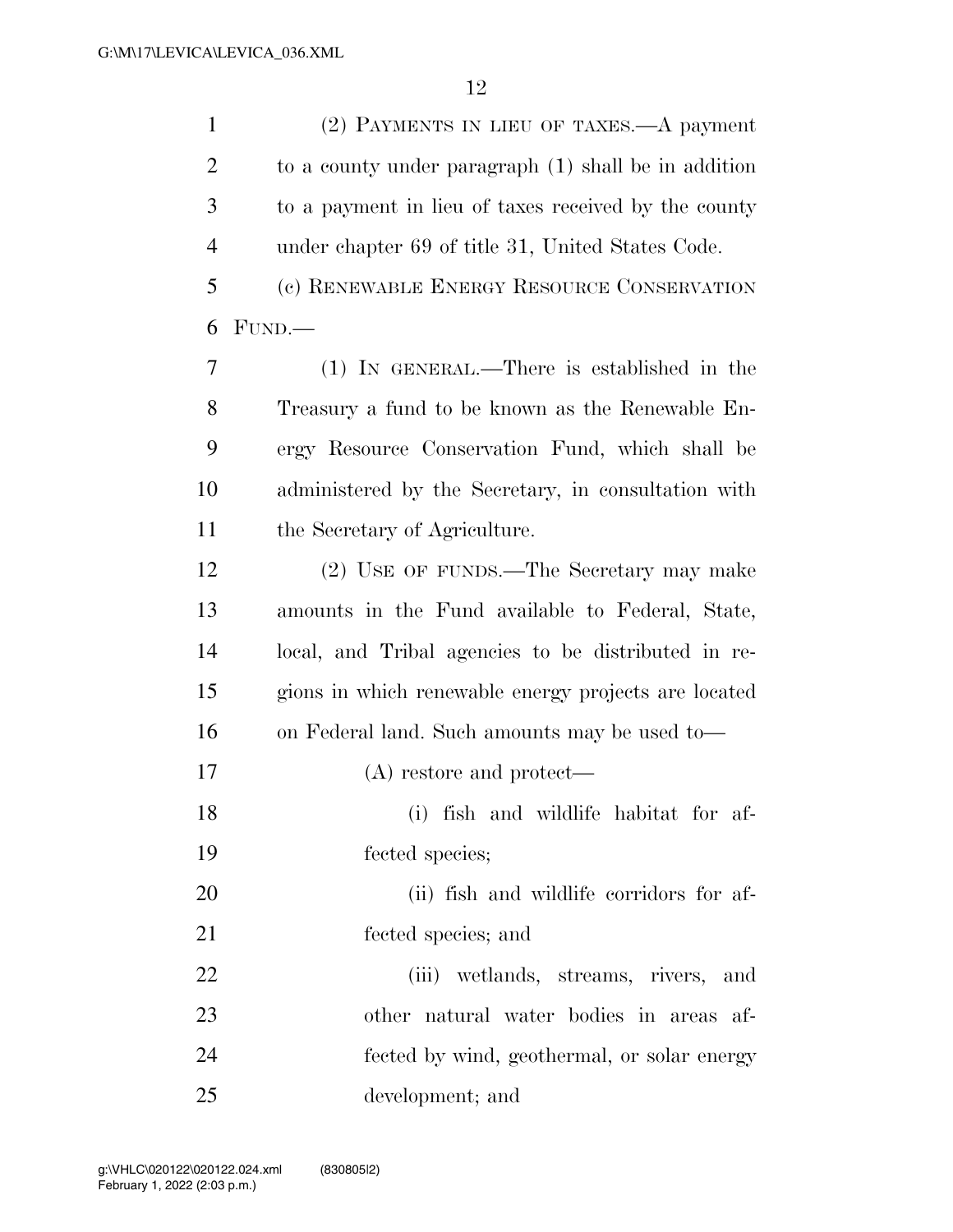(2) PAYMENTS IN LIEU OF TAXES.—A payment to a county under paragraph (1) shall be in addition to a payment in lieu of taxes received by the county under chapter 69 of title 31, United States Code.

(c) RENEWABLE ENERGY RESOURCE CONSERVATION FUND.—

(1) IN GENERAL.—There is established in the Treasury a fund to be known as the Renewable Energy Resource Conservation Fund, which shall be administered by the Secretary, in consultation with the Secretary of Agriculture.

(2) USE OF FUNDS.—The Secretary may make amounts in the Fund available to Federal, State, local, and Tribal agencies to be distributed in regions in which renewable energy projects are located on Federal land. Such amounts may be used to—

(A) restore and protect—

(i) fish and wildlife habitat for affected species;

(ii) fish and wildlife corridors for affected species; and

(iii) wetlands, streams, rivers, and other natural water bodies in areas affected by wind, geothermal, or solar energy development; and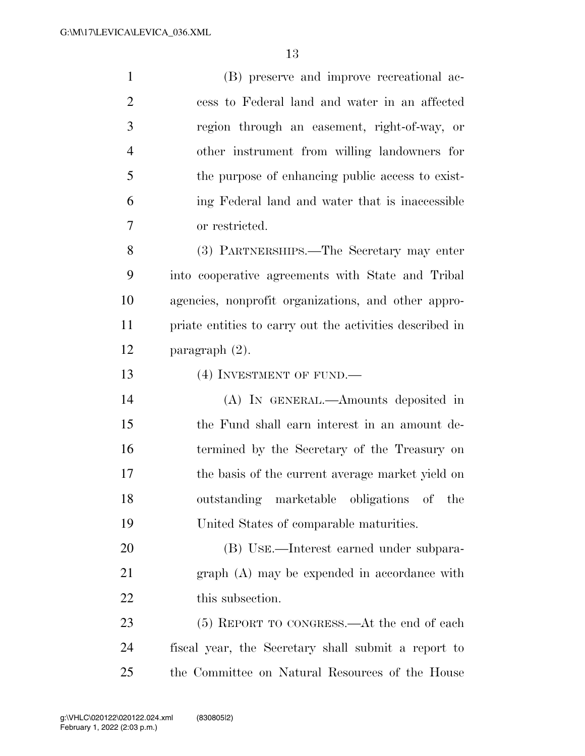(B) preserve and improve recreational access to Federal land and water in an affected region through an easement, right-of-way, or other instrument from willing landowners for the purpose of enhancing public access to existing Federal land and water that is inaccessible or restricted.

(3) PARTNERSHIPS.—The Secretary may enter into cooperative agreements with State and Tribal agencies, nonprofit organizations, and other appropriate entities to carry out the activities described in paragraph (2).

(4) INVESTMENT OF FUND.—

(A) IN GENERAL.—Amounts deposited in the Fund shall earn interest in an amount determined by the Secretary of the Treasury on the basis of the current average market yield on outstanding marketable obligations of the United States of comparable maturities.

(B) USE.—Interest earned under subparagraph (A) may be expended in accordance with this subsection.

(5) REPORT TO CONGRESS.—At the end of each fiscal year, the Secretary shall submit a report to the Committee on Natural Resources of the House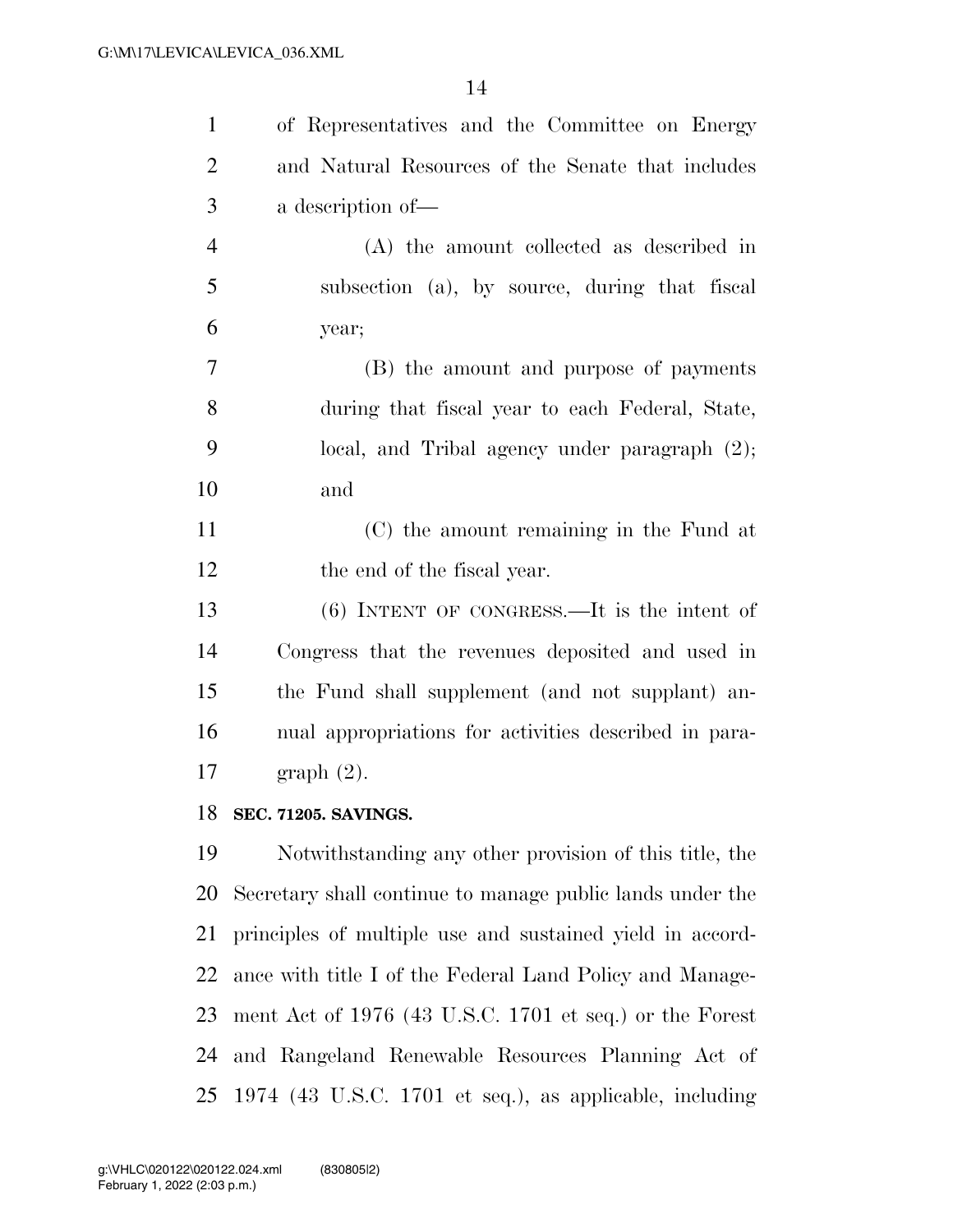of Representatives and the Committee on Energy and Natural Resources of the Senate that includes a description of—

(A) the amount collected as described in subsection (a), by source, during that fiscal year;

(B) the amount and purpose of payments during that fiscal year to each Federal, State, local, and Tribal agency under paragraph (2); and

(C) the amount remaining in the Fund at the end of the fiscal year.

(6) INTENT OF CONGRESS.—It is the intent of Congress that the revenues deposited and used in the Fund shall supplement (and not supplant) annual appropriations for activities described in paragraph (2).

**SEC. 71205. SAVINGS.**

Notwithstanding any other provision of this title, the Secretary shall continue to manage public lands under the principles of multiple use and sustained yield in accordance with title I of the Federal Land Policy and Management Act of 1976 (43 U.S.C. 1701 et seq.) or the Forest and Rangeland Renewable Resources Planning Act of 1974 (43 U.S.C. 1701 et seq.), as applicable, including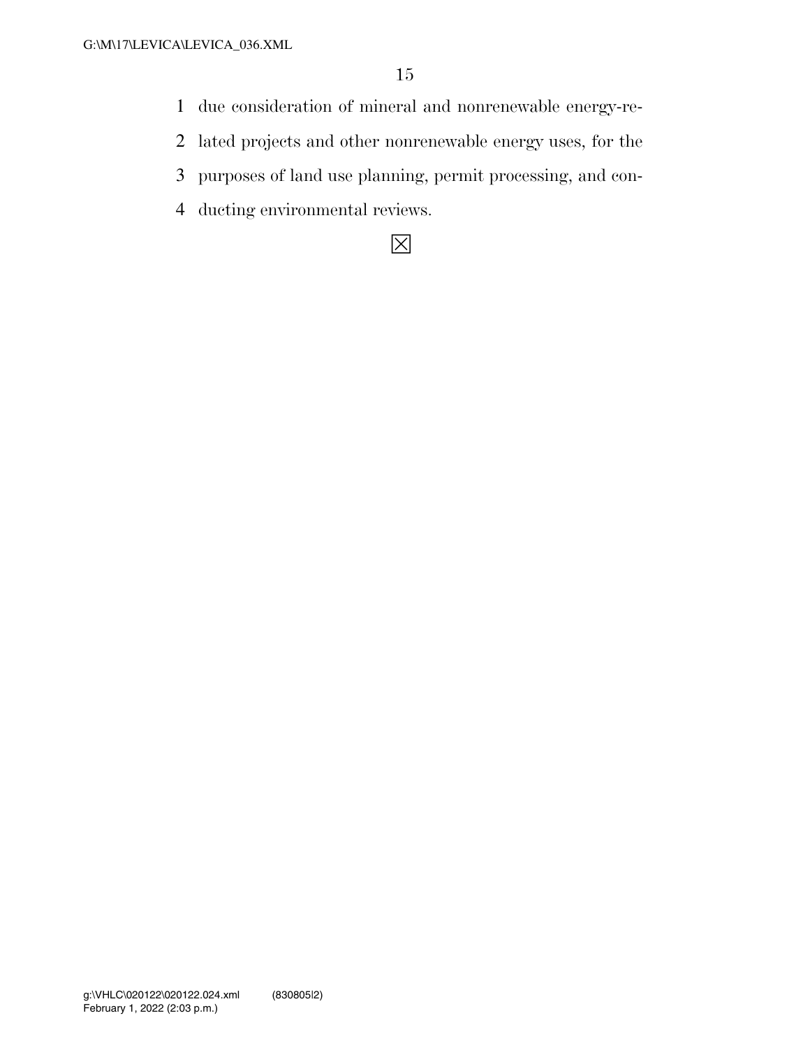due consideration of mineral and nonrenewable energy-related projects and other nonrenewable energy uses, for the purposes of land use planning, permit processing, and conducting environmental reviews.